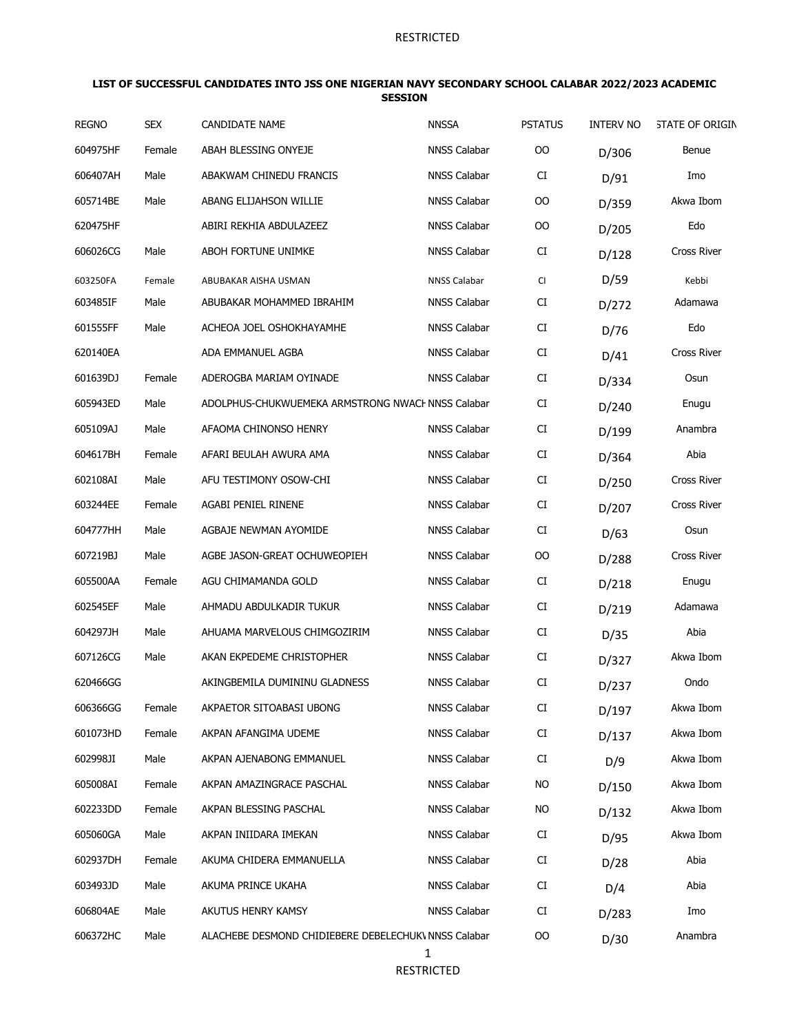## LIST OF SUCCESSFUL CANDIDATES INTO JSS ONE NIGERIAN NAVY SECONDARY SCHOOL CALABAR 2022/2023 ACADEMIC SESSION

| REGNO | SEX | CANDIDATE NAME | NNSSA | PSTATUS | INTERV NO | STATE OF ORIGIN |
|---|---|---|---|---|---|---|
| 604975HF | Female | ABAH BLESSING ONYEJE | NNSS Calabar | OO | D/306 | Benue |
| 606407AH | Male | ABAKWAM CHINEDU FRANCIS | NNSS Calabar | CI | D/91 | Imo |
| 605714BE | Male | ABANG ELIJAHSON WILLIE | NNSS Calabar | OO | D/359 | Akwa Ibom |
| 620475HF | | ABIRI REKHIA ABDULAZEEZ | NNSS Calabar | OO | D/205 | Edo |
| 606026CG | Male | ABOH FORTUNE UNIMKE | NNSS Calabar | CI | D/128 | Cross River |
| 603250FA | Female | ABUBAKAR AISHA USMAN | NNSS Calabar | CI | D/59 | Kebbi |
| 603485IF | Male | ABUBAKAR MOHAMMED IBRAHIM | NNSS Calabar | CI | D/272 | Adamawa |
| 601555FF | Male | ACHEOA JOEL OSHOKHAYAMHE | NNSS Calabar | CI | D/76 | Edo |
| 620140EA | | ADA EMMANUEL AGBA | NNSS Calabar | CI | D/41 | Cross River |
| 601639DJ | Female | ADEROGBA MARIAM OYINADE | NNSS Calabar | CI | D/334 | Osun |
| 605943ED | Male | ADOLPHUS-CHUKWUEMEKA ARMSTRONG NWACH | NNSS Calabar | CI | D/240 | Enugu |
| 605109AJ | Male | AFAOMA CHINONSO HENRY | NNSS Calabar | CI | D/199 | Anambra |
| 604617BH | Female | AFARI BEULAH AWURA AMA | NNSS Calabar | CI | D/364 | Abia |
| 602108AI | Male | AFU TESTIMONY OSOW-CHI | NNSS Calabar | CI | D/250 | Cross River |
| 603244EE | Female | AGABI PENIEL RINENE | NNSS Calabar | CI | D/207 | Cross River |
| 604777HH | Male | AGBAJE NEWMAN AYOMIDE | NNSS Calabar | CI | D/63 | Osun |
| 607219BJ | Male | AGBE JASON-GREAT OCHUWEOPIEH | NNSS Calabar | OO | D/288 | Cross River |
| 605500AA | Female | AGU CHIMAMANDA GOLD | NNSS Calabar | CI | D/218 | Enugu |
| 602545EF | Male | AHMADU ABDULKADIR TUKUR | NNSS Calabar | CI | D/219 | Adamawa |
| 604297JH | Male | AHUAMA MARVELOUS CHIMGOZIRIM | NNSS Calabar | CI | D/35 | Abia |
| 607126CG | Male | AKAN EKPEDEME CHRISTOPHER | NNSS Calabar | CI | D/327 | Akwa Ibom |
| 620466GG | | AKINGBEMILA DUMININU GLADNESS | NNSS Calabar | CI | D/237 | Ondo |
| 606366GG | Female | AKPAETOR SITOABASI UBONG | NNSS Calabar | CI | D/197 | Akwa Ibom |
| 601073HD | Female | AKPAN AFANGIMA UDEME | NNSS Calabar | CI | D/137 | Akwa Ibom |
| 602998JI | Male | AKPAN AJENABONG EMMANUEL | NNSS Calabar | CI | D/9 | Akwa Ibom |
| 605008AI | Female | AKPAN AMAZINGRACE PASCHAL | NNSS Calabar | NO | D/150 | Akwa Ibom |
| 602233DD | Female | AKPAN BLESSING PASCHAL | NNSS Calabar | NO | D/132 | Akwa Ibom |
| 605060GA | Male | AKPAN INIIDARA IMEKAN | NNSS Calabar | CI | D/95 | Akwa Ibom |
| 602937DH | Female | AKUMA CHIDERA EMMANUELLA | NNSS Calabar | CI | D/28 | Abia |
| 603493JD | Male | AKUMA PRINCE UKAHA | NNSS Calabar | CI | D/4 | Abia |
| 606804AE | Male | AKUTUS HENRY KAMSY | NNSS Calabar | CI | D/283 | Imo |
| 606372HC | Male | ALACHEBE DESMOND CHIDIEBERE DEBELECHUK | NNSS Calabar | OO | D/30 | Anambra |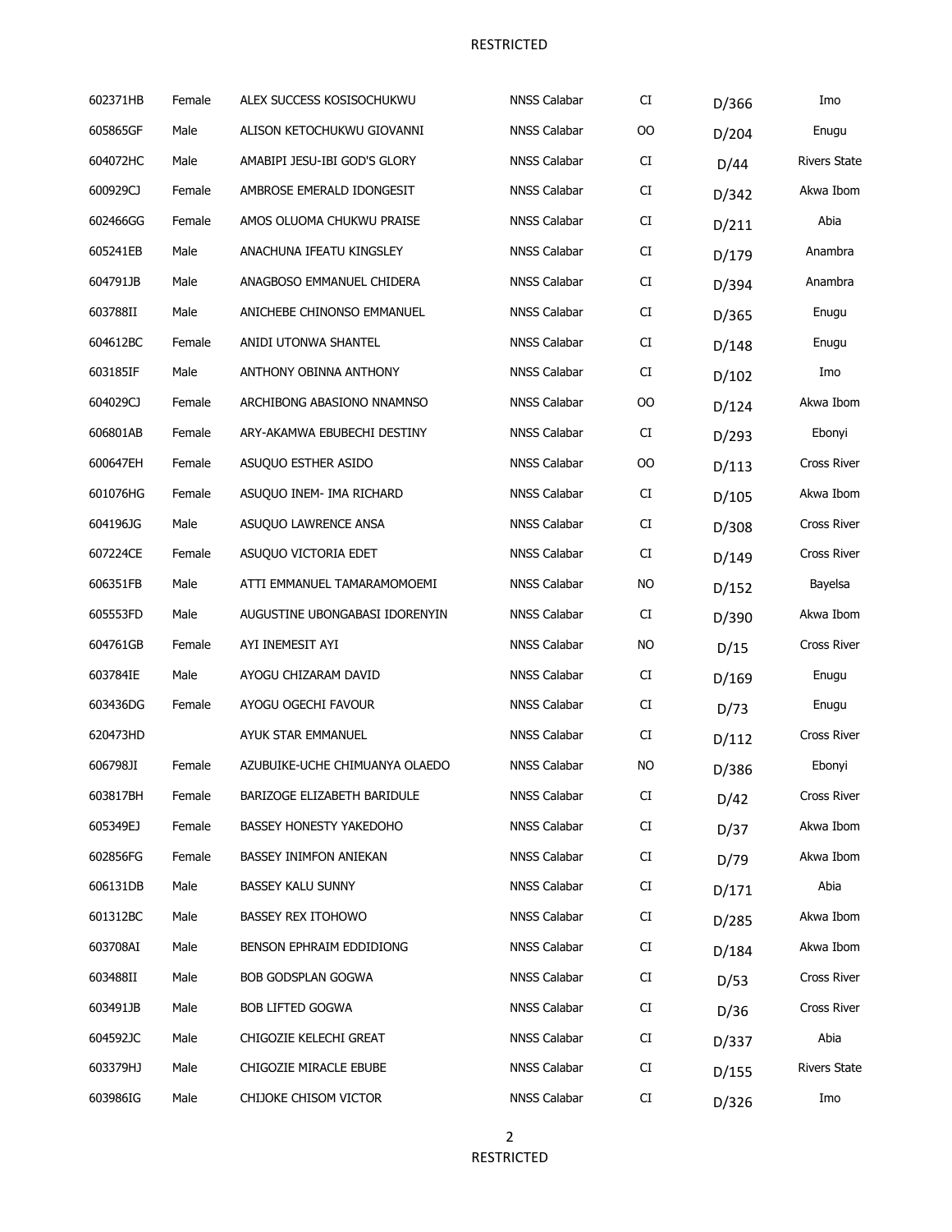| | | | | | | |
|---|---|---|---|---|---|---|
| 602371HB | Female | ALEX SUCCESS KOSISOCHUKWU | NNSS Calabar | CI | D/366 | Imo |
| 605865GF | Male | ALISON KETOCHUKWU GIOVANNI | NNSS Calabar | OO | D/204 | Enugu |
| 604072HC | Male | AMABIPI JESU-IBI GOD'S GLORY | NNSS Calabar | CI | D/44 | Rivers State |
| 600929CJ | Female | AMBROSE EMERALD IDONGESIT | NNSS Calabar | CI | D/342 | Akwa Ibom |
| 602466GG | Female | AMOS OLUOMA CHUKWU PRAISE | NNSS Calabar | CI | D/211 | Abia |
| 605241EB | Male | ANACHUNA IFEATU KINGSLEY | NNSS Calabar | CI | D/179 | Anambra |
| 604791JB | Male | ANAGBOSO EMMANUEL CHIDERA | NNSS Calabar | CI | D/394 | Anambra |
| 603788II | Male | ANICHEBE CHINONSO EMMANUEL | NNSS Calabar | CI | D/365 | Enugu |
| 604612BC | Female | ANIDI UTONWA SHANTEL | NNSS Calabar | CI | D/148 | Enugu |
| 603185IF | Male | ANTHONY OBINNA ANTHONY | NNSS Calabar | CI | D/102 | Imo |
| 604029CJ | Female | ARCHIBONG ABASIONO NNAMNSO | NNSS Calabar | OO | D/124 | Akwa Ibom |
| 606801AB | Female | ARY-AKAMWA EBUBECHI DESTINY | NNSS Calabar | CI | D/293 | Ebonyi |
| 600647EH | Female | ASUQUO ESTHER ASIDO | NNSS Calabar | OO | D/113 | Cross River |
| 601076HG | Female | ASUQUO INEM- IMA RICHARD | NNSS Calabar | CI | D/105 | Akwa Ibom |
| 604196JG | Male | ASUQUO LAWRENCE ANSA | NNSS Calabar | CI | D/308 | Cross River |
| 607224CE | Female | ASUQUO VICTORIA EDET | NNSS Calabar | CI | D/149 | Cross River |
| 606351FB | Male | ATTI EMMANUEL TAMARAMOMOEMI | NNSS Calabar | NO | D/152 | Bayelsa |
| 605553FD | Male | AUGUSTINE UBONGABASI IDORENYIN | NNSS Calabar | CI | D/390 | Akwa Ibom |
| 604761GB | Female | AYI INEMESIT AYI | NNSS Calabar | NO | D/15 | Cross River |
| 603784IE | Male | AYOGU CHIZARAM DAVID | NNSS Calabar | CI | D/169 | Enugu |
| 603436DG | Female | AYOGU OGECHI FAVOUR | NNSS Calabar | CI | D/73 | Enugu |
| 620473HD | | AYUK STAR EMMANUEL | NNSS Calabar | CI | D/112 | Cross River |
| 606798JI | Female | AZUBUIKE-UCHE CHIMUANYA OLAEDO | NNSS Calabar | NO | D/386 | Ebonyi |
| 603817BH | Female | BARIZOGE ELIZABETH BARIDULE | NNSS Calabar | CI | D/42 | Cross River |
| 605349EJ | Female | BASSEY HONESTY YAKEDOHO | NNSS Calabar | CI | D/37 | Akwa Ibom |
| 602856FG | Female | BASSEY INIMFON ANIEKAN | NNSS Calabar | CI | D/79 | Akwa Ibom |
| 606131DB | Male | BASSEY KALU SUNNY | NNSS Calabar | CI | D/171 | Abia |
| 601312BC | Male | BASSEY REX ITOHOWO | NNSS Calabar | CI | D/285 | Akwa Ibom |
| 603708AI | Male | BENSON EPHRAIM EDDIDIONG | NNSS Calabar | CI | D/184 | Akwa Ibom |
| 603488II | Male | BOB GODSPLAN GOGWA | NNSS Calabar | CI | D/53 | Cross River |
| 603491JB | Male | BOB LIFTED GOGWA | NNSS Calabar | CI | D/36 | Cross River |
| 604592JC | Male | CHIGOZIE KELECHI GREAT | NNSS Calabar | CI | D/337 | Abia |
| 603379HJ | Male | CHIGOZIE MIRACLE EBUBE | NNSS Calabar | CI | D/155 | Rivers State |
| 603986IG | Male | CHIJOKE CHISOM VICTOR | NNSS Calabar | CI | D/326 | Imo |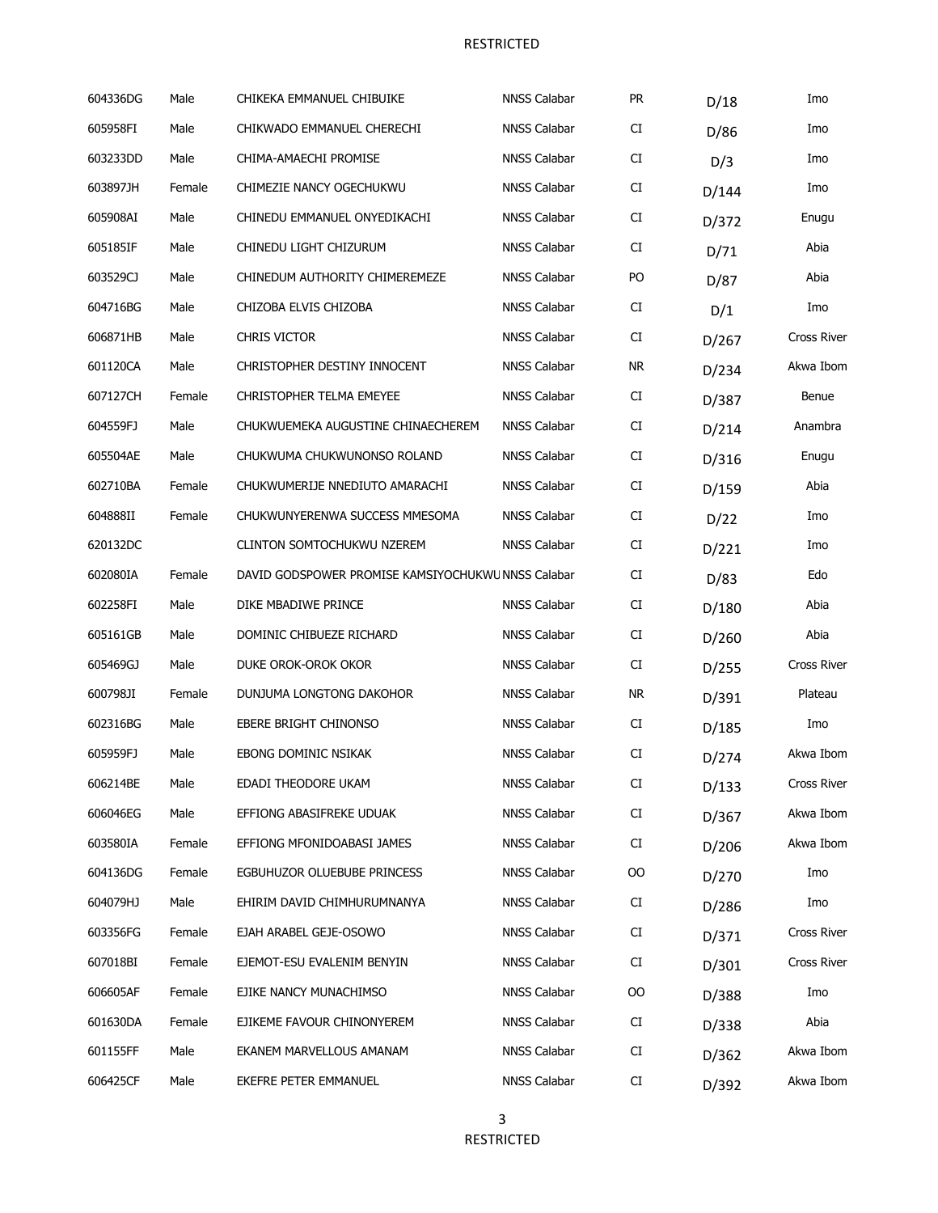| | | | | | | |
|---|---|---|---|---|---|---|
| 604336DG | Male | CHIKEKA EMMANUEL CHIBUIKE | NNSS Calabar | PR | D/18 | Imo |
| 605958FI | Male | CHIKWADO EMMANUEL CHERECHI | NNSS Calabar | CI | D/86 | Imo |
| 603233DD | Male | CHIMA-AMAECHI PROMISE | NNSS Calabar | CI | D/3 | Imo |
| 603897JH | Female | CHIMEZIE NANCY OGECHUKWU | NNSS Calabar | CI | D/144 | Imo |
| 605908AI | Male | CHINEDU EMMANUEL ONYEDIKACHI | NNSS Calabar | CI | D/372 | Enugu |
| 605185IF | Male | CHINEDU LIGHT CHIZURUM | NNSS Calabar | CI | D/71 | Abia |
| 603529CJ | Male | CHINEDUM AUTHORITY CHIMEREMEZE | NNSS Calabar | PO | D/87 | Abia |
| 604716BG | Male | CHIZOBA ELVIS CHIZOBA | NNSS Calabar | CI | D/1 | Imo |
| 606871HB | Male | CHRIS VICTOR | NNSS Calabar | CI | D/267 | Cross River |
| 601120CA | Male | CHRISTOPHER DESTINY INNOCENT | NNSS Calabar | NR | D/234 | Akwa Ibom |
| 607127CH | Female | CHRISTOPHER TELMA EMEYEE | NNSS Calabar | CI | D/387 | Benue |
| 604559FJ | Male | CHUKWUEMEKA AUGUSTINE CHINAECHEREM | NNSS Calabar | CI | D/214 | Anambra |
| 605504AE | Male | CHUKWUMA CHUKWUNONSO ROLAND | NNSS Calabar | CI | D/316 | Enugu |
| 602710BA | Female | CHUKWUMERIJE NNEDIUTO AMARACHI | NNSS Calabar | CI | D/159 | Abia |
| 604888II | Female | CHUKWUNYERENWA SUCCESS MMESOMA | NNSS Calabar | CI | D/22 | Imo |
| 620132DC | | CLINTON SOMTOCHUKWU NZEREM | NNSS Calabar | CI | D/221 | Imo |
| 602080IA | Female | DAVID GODSPOWER PROMISE KAMSIYOCHUKWU | NNSS Calabar | CI | D/83 | Edo |
| 602258FI | Male | DIKE MBADIWE PRINCE | NNSS Calabar | CI | D/180 | Abia |
| 605161GB | Male | DOMINIC CHIBUEZE RICHARD | NNSS Calabar | CI | D/260 | Abia |
| 605469GJ | Male | DUKE OROK-OROK OKOR | NNSS Calabar | CI | D/255 | Cross River |
| 600798JI | Female | DUNJUMA LONGTONG DAKOHOR | NNSS Calabar | NR | D/391 | Plateau |
| 602316BG | Male | EBERE BRIGHT CHINONSO | NNSS Calabar | CI | D/185 | Imo |
| 605959FJ | Male | EBONG DOMINIC NSIKAK | NNSS Calabar | CI | D/274 | Akwa Ibom |
| 606214BE | Male | EDADI THEODORE UKAM | NNSS Calabar | CI | D/133 | Cross River |
| 606046EG | Male | EFFIONG ABASIFREKE UDUAK | NNSS Calabar | CI | D/367 | Akwa Ibom |
| 603580IA | Female | EFFIONG MFONIDOABASI JAMES | NNSS Calabar | CI | D/206 | Akwa Ibom |
| 604136DG | Female | EGBUHUZOR OLUEBUBE PRINCESS | NNSS Calabar | OO | D/270 | Imo |
| 604079HJ | Male | EHIRIM DAVID CHIMHURUMNANYA | NNSS Calabar | CI | D/286 | Imo |
| 603356FG | Female | EJAH ARABEL GEJE-OSOWO | NNSS Calabar | CI | D/371 | Cross River |
| 607018BI | Female | EJEMOT-ESU EVALENIM BENYIN | NNSS Calabar | CI | D/301 | Cross River |
| 606605AF | Female | EJIKE NANCY MUNACHIMSO | NNSS Calabar | OO | D/388 | Imo |
| 601630DA | Female | EJIKEME FAVOUR CHINONYEREM | NNSS Calabar | CI | D/338 | Abia |
| 601155FF | Male | EKANEM MARVELLOUS AMANAM | NNSS Calabar | CI | D/362 | Akwa Ibom |
| 606425CF | Male | EKEFRE PETER EMMANUEL | NNSS Calabar | CI | D/392 | Akwa Ibom |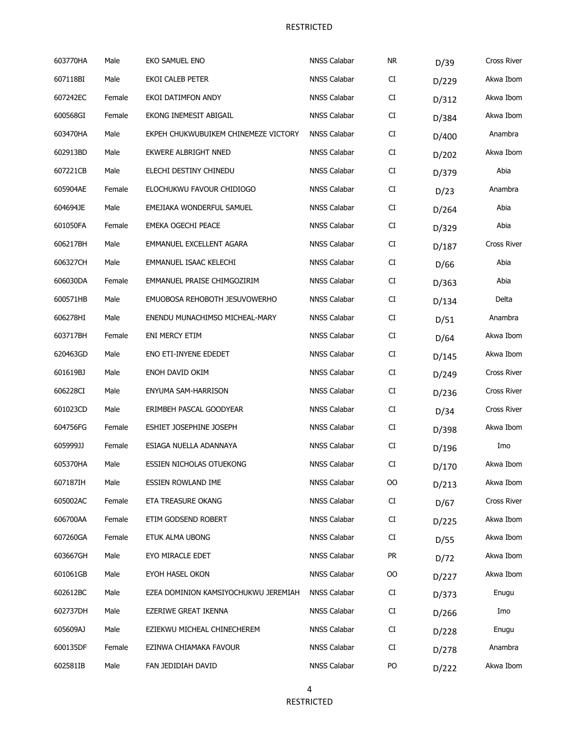| | | | | | | |
|---|---|---|---|---|---|---|
| 603770HA | Male | EKO SAMUEL ENO | NNSS Calabar | NR | D/39 | Cross River |
| 607118BI | Male | EKOI CALEB PETER | NNSS Calabar | CI | D/229 | Akwa Ibom |
| 607242EC | Female | EKOI DATIMFON ANDY | NNSS Calabar | CI | D/312 | Akwa Ibom |
| 600568GI | Female | EKONG INEMESIT ABIGAIL | NNSS Calabar | CI | D/384 | Akwa Ibom |
| 603470HA | Male | EKPEH CHUKWUBUIKEM CHINEMEZE VICTORY | NNSS Calabar | CI | D/400 | Anambra |
| 602913BD | Male | EKWERE ALBRIGHT NNED | NNSS Calabar | CI | D/202 | Akwa Ibom |
| 607221CB | Male | ELECHI DESTINY CHINEDU | NNSS Calabar | CI | D/379 | Abia |
| 605904AE | Female | ELOCHUKWU FAVOUR CHIDIOGO | NNSS Calabar | CI | D/23 | Anambra |
| 604694JE | Male | EMEJIAKA WONDERFUL SAMUEL | NNSS Calabar | CI | D/264 | Abia |
| 601050FA | Female | EMEKA OGECHI PEACE | NNSS Calabar | CI | D/329 | Abia |
| 606217BH | Male | EMMANUEL EXCELLENT AGARA | NNSS Calabar | CI | D/187 | Cross River |
| 606327CH | Male | EMMANUEL ISAAC KELECHI | NNSS Calabar | CI | D/66 | Abia |
| 606030DA | Female | EMMANUEL PRAISE CHIMGOZIRIM | NNSS Calabar | CI | D/363 | Abia |
| 600571HB | Male | EMUOBOSA REHOBOTH JESUVOWERHO | NNSS Calabar | CI | D/134 | Delta |
| 606278HI | Male | ENENDU MUNACHIMSO MICHEAL-MARY | NNSS Calabar | CI | D/51 | Anambra |
| 603717BH | Female | ENI MERCY ETIM | NNSS Calabar | CI | D/64 | Akwa Ibom |
| 620463GD | Male | ENO ETI-INYENE EDEDET | NNSS Calabar | CI | D/145 | Akwa Ibom |
| 601619BJ | Male | ENOH DAVID OKIM | NNSS Calabar | CI | D/249 | Cross River |
| 606228CI | Male | ENYUMA SAM-HARRISON | NNSS Calabar | CI | D/236 | Cross River |
| 601023CD | Male | ERIMBEH PASCAL GOODYEAR | NNSS Calabar | CI | D/34 | Cross River |
| 604756FG | Female | ESHIET JOSEPHINE JOSEPH | NNSS Calabar | CI | D/398 | Akwa Ibom |
| 605999JJ | Female | ESIAGA NUELLA ADANNAYA | NNSS Calabar | CI | D/196 | Imo |
| 605370HA | Male | ESSIEN NICHOLAS OTUEKONG | NNSS Calabar | CI | D/170 | Akwa Ibom |
| 607187IH | Male | ESSIEN ROWLAND IME | NNSS Calabar | OO | D/213 | Akwa Ibom |
| 605002AC | Female | ETA TREASURE OKANG | NNSS Calabar | CI | D/67 | Cross River |
| 606700AA | Female | ETIM GODSEND ROBERT | NNSS Calabar | CI | D/225 | Akwa Ibom |
| 607260GA | Female | ETUK ALMA UBONG | NNSS Calabar | CI | D/55 | Akwa Ibom |
| 603667GH | Male | EYO MIRACLE EDET | NNSS Calabar | PR | D/72 | Akwa Ibom |
| 601061GB | Male | EYOH HASEL OKON | NNSS Calabar | OO | D/227 | Akwa Ibom |
| 602612BC | Male | EZEA DOMINION KAMSIYOCHUKWU JEREMIAH | NNSS Calabar | CI | D/373 | Enugu |
| 602737DH | Male | EZERIWE GREAT IKENNA | NNSS Calabar | CI | D/266 | Imo |
| 605609AJ | Male | EZIEKWU MICHEAL CHINECHEREM | NNSS Calabar | CI | D/228 | Enugu |
| 600135DF | Female | EZINWA CHIAMAKA FAVOUR | NNSS Calabar | CI | D/278 | Anambra |
| 602581IB | Male | FAN JEDIDIAH DAVID | NNSS Calabar | PO | D/222 | Akwa Ibom |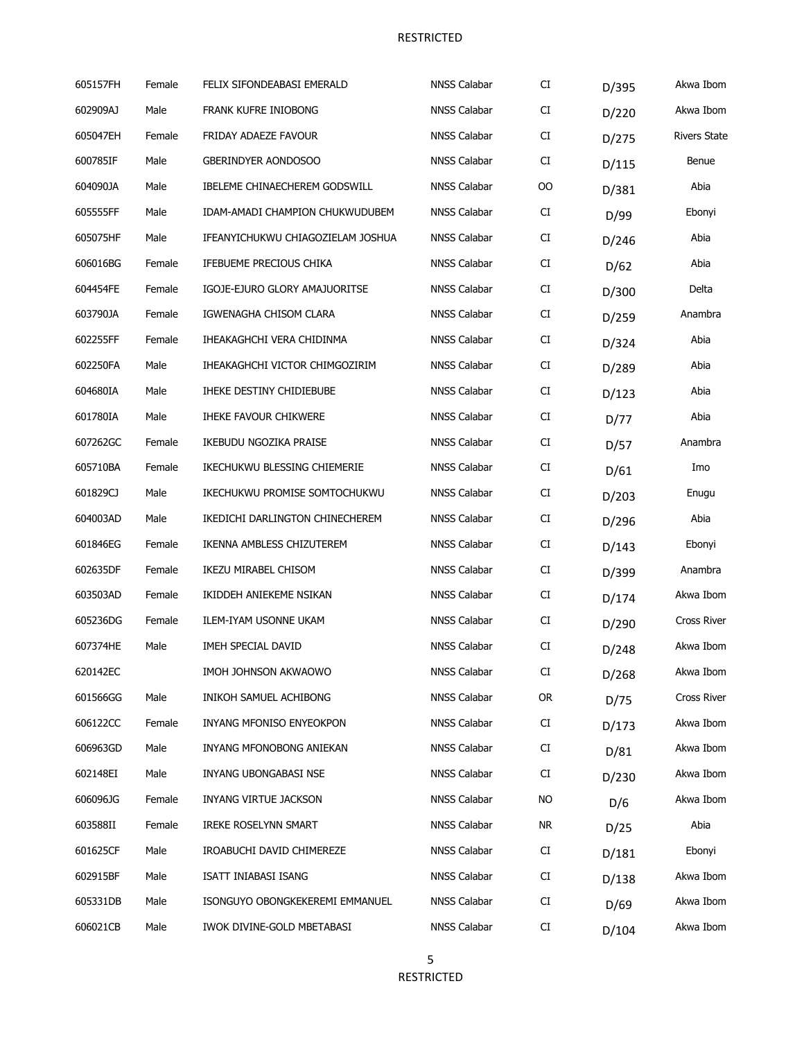| | | | | | | |
|---|---|---|---|---|---|---|
| 605157FH | Female | FELIX SIFONDEABASI EMERALD | NNSS Calabar | CI | D/395 | Akwa Ibom |
| 602909AJ | Male | FRANK KUFRE INIOBONG | NNSS Calabar | CI | D/220 | Akwa Ibom |
| 605047EH | Female | FRIDAY ADAEZE FAVOUR | NNSS Calabar | CI | D/275 | Rivers State |
| 600785IF | Male | GBERINDYER AONDOSOO | NNSS Calabar | CI | D/115 | Benue |
| 604090JA | Male | IBELEME CHINAECHEREM GODSWILL | NNSS Calabar | OO | D/381 | Abia |
| 605555FF | Male | IDAM-AMADI CHAMPION CHUKWUDUBEM | NNSS Calabar | CI | D/99 | Ebonyi |
| 605075HF | Male | IFEANYICHUKWU CHIAGOZIELAM JOSHUA | NNSS Calabar | CI | D/246 | Abia |
| 606016BG | Female | IFEBUEME PRECIOUS CHIKA | NNSS Calabar | CI | D/62 | Abia |
| 604454FE | Female | IGOJE-EJURO GLORY AMAJUORITSE | NNSS Calabar | CI | D/300 | Delta |
| 603790JA | Female | IGWENAGHA CHISOM CLARA | NNSS Calabar | CI | D/259 | Anambra |
| 602255FF | Female | IHEAKAGHCHI VERA CHIDINMA | NNSS Calabar | CI | D/324 | Abia |
| 602250FA | Male | IHEAKAGHCHI VICTOR CHIMGOZIRIM | NNSS Calabar | CI | D/289 | Abia |
| 604680IA | Male | IHEKE DESTINY CHIDIEBUBE | NNSS Calabar | CI | D/123 | Abia |
| 601780IA | Male | IHEKE FAVOUR CHIKWERE | NNSS Calabar | CI | D/77 | Abia |
| 607262GC | Female | IKEBUDU NGOZIKA PRAISE | NNSS Calabar | CI | D/57 | Anambra |
| 605710BA | Female | IKECHUKWU BLESSING CHIEMERIE | NNSS Calabar | CI | D/61 | Imo |
| 601829CJ | Male | IKECHUKWU PROMISE SOMTOCHUKWU | NNSS Calabar | CI | D/203 | Enugu |
| 604003AD | Male | IKEDICHI DARLINGTON CHINECHEREM | NNSS Calabar | CI | D/296 | Abia |
| 601846EG | Female | IKENNA AMBLESS CHIZUTEREM | NNSS Calabar | CI | D/143 | Ebonyi |
| 602635DF | Female | IKEZU MIRABEL CHISOM | NNSS Calabar | CI | D/399 | Anambra |
| 603503AD | Female | IKIDDEH ANIEKEME NSIKAN | NNSS Calabar | CI | D/174 | Akwa Ibom |
| 605236DG | Female | ILEM-IYAM USONNE UKAM | NNSS Calabar | CI | D/290 | Cross River |
| 607374HE | Male | IMEH SPECIAL DAVID | NNSS Calabar | CI | D/248 | Akwa Ibom |
| 620142EC | | IMOH JOHNSON AKWAOWO | NNSS Calabar | CI | D/268 | Akwa Ibom |
| 601566GG | Male | INIKOH SAMUEL ACHIBONG | NNSS Calabar | OR | D/75 | Cross River |
| 606122CC | Female | INYANG MFONISO ENYEOKPON | NNSS Calabar | CI | D/173 | Akwa Ibom |
| 606963GD | Male | INYANG MFONOBONG ANIEKAN | NNSS Calabar | CI | D/81 | Akwa Ibom |
| 602148EI | Male | INYANG UBONGABASI NSE | NNSS Calabar | CI | D/230 | Akwa Ibom |
| 606096JG | Female | INYANG VIRTUE JACKSON | NNSS Calabar | NO | D/6 | Akwa Ibom |
| 603588II | Female | IREKE ROSELYNN SMART | NNSS Calabar | NR | D/25 | Abia |
| 601625CF | Male | IROABUCHI DAVID CHIMEREZE | NNSS Calabar | CI | D/181 | Ebonyi |
| 602915BF | Male | ISATT INIABASI ISANG | NNSS Calabar | CI | D/138 | Akwa Ibom |
| 605331DB | Male | ISONGUYO OBONGKEKEREMI EMMANUEL | NNSS Calabar | CI | D/69 | Akwa Ibom |
| 606021CB | Male | IWOK DIVINE-GOLD MBETABASI | NNSS Calabar | CI | D/104 | Akwa Ibom |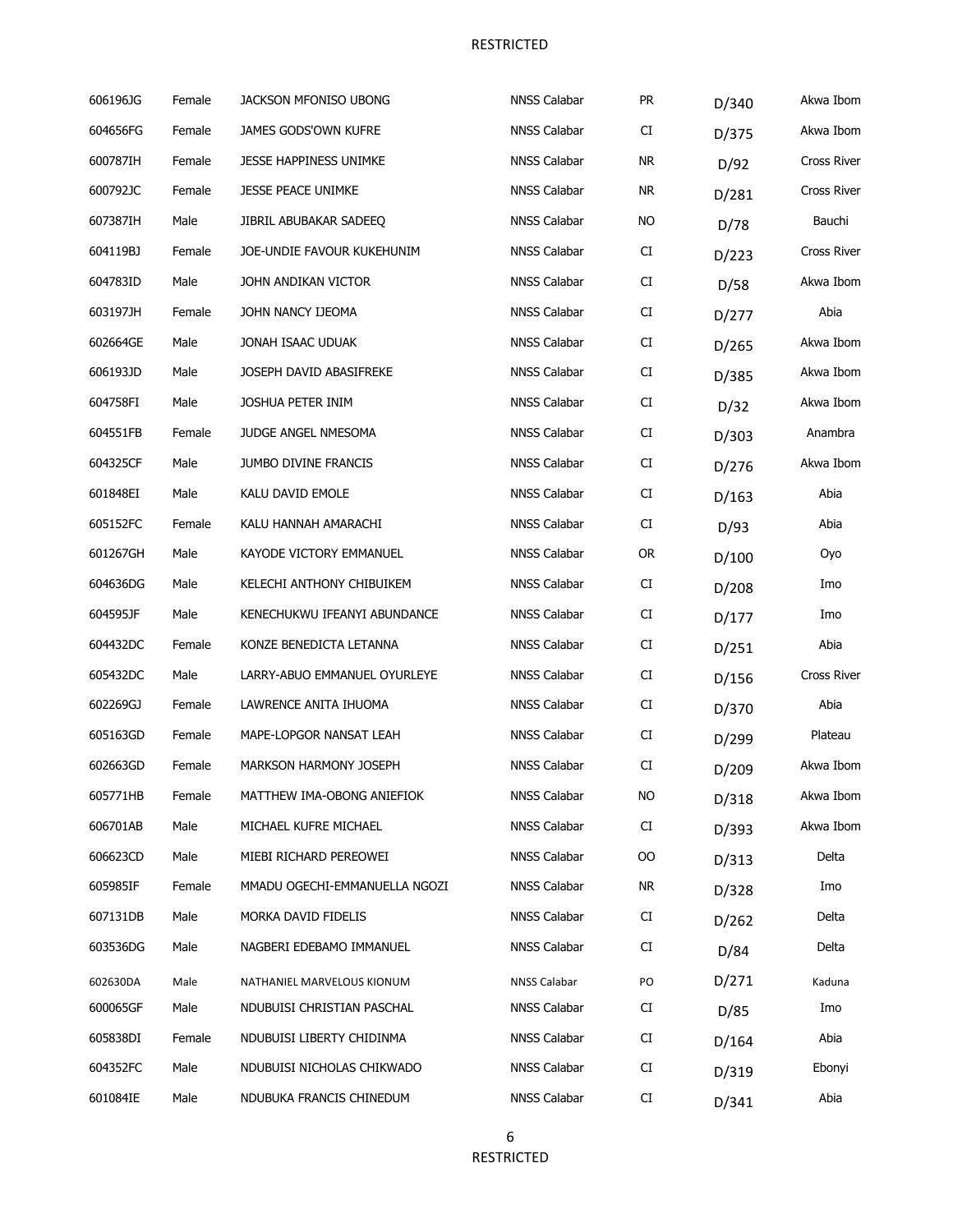| | | | | | | |
|---|---|---|---|---|---|---|
| 606196JG | Female | JACKSON MFONISO UBONG | NNSS Calabar | PR | D/340 | Akwa Ibom |
| 604656FG | Female | JAMES GODS'OWN KUFRE | NNSS Calabar | CI | D/375 | Akwa Ibom |
| 600787IH | Female | JESSE HAPPINESS UNIMKE | NNSS Calabar | NR | D/92 | Cross River |
| 600792JC | Female | JESSE PEACE UNIMKE | NNSS Calabar | NR | D/281 | Cross River |
| 607387IH | Male | JIBRIL ABUBAKAR SADEEQ | NNSS Calabar | NO | D/78 | Bauchi |
| 604119BJ | Female | JOE-UNDIE FAVOUR KUKEHUNIM | NNSS Calabar | CI | D/223 | Cross River |
| 604783ID | Male | JOHN ANDIKAN VICTOR | NNSS Calabar | CI | D/58 | Akwa Ibom |
| 603197JH | Female | JOHN NANCY IJEOMA | NNSS Calabar | CI | D/277 | Abia |
| 602664GE | Male | JONAH ISAAC UDUAK | NNSS Calabar | CI | D/265 | Akwa Ibom |
| 606193JD | Male | JOSEPH DAVID ABASIFREKE | NNSS Calabar | CI | D/385 | Akwa Ibom |
| 604758FI | Male | JOSHUA PETER INIM | NNSS Calabar | CI | D/32 | Akwa Ibom |
| 604551FB | Female | JUDGE ANGEL NMESOMA | NNSS Calabar | CI | D/303 | Anambra |
| 604325CF | Male | JUMBO DIVINE FRANCIS | NNSS Calabar | CI | D/276 | Akwa Ibom |
| 601848EI | Male | KALU DAVID EMOLE | NNSS Calabar | CI | D/163 | Abia |
| 605152FC | Female | KALU HANNAH AMARACHI | NNSS Calabar | CI | D/93 | Abia |
| 601267GH | Male | KAYODE VICTORY EMMANUEL | NNSS Calabar | OR | D/100 | Oyo |
| 604636DG | Male | KELECHI ANTHONY CHIBUIKEM | NNSS Calabar | CI | D/208 | Imo |
| 604595JF | Male | KENECHUKWU IFEANYI ABUNDANCE | NNSS Calabar | CI | D/177 | Imo |
| 604432DC | Female | KONZE BENEDICTA LETANNA | NNSS Calabar | CI | D/251 | Abia |
| 605432DC | Male | LARRY-ABUO EMMANUEL OYURLEYE | NNSS Calabar | CI | D/156 | Cross River |
| 602269GJ | Female | LAWRENCE ANITA IHUOMA | NNSS Calabar | CI | D/370 | Abia |
| 605163GD | Female | MAPE-LOPGOR NANSAT LEAH | NNSS Calabar | CI | D/299 | Plateau |
| 602663GD | Female | MARKSON HARMONY JOSEPH | NNSS Calabar | CI | D/209 | Akwa Ibom |
| 605771HB | Female | MATTHEW IMA-OBONG ANIEFIOK | NNSS Calabar | NO | D/318 | Akwa Ibom |
| 606701AB | Male | MICHAEL KUFRE MICHAEL | NNSS Calabar | CI | D/393 | Akwa Ibom |
| 606623CD | Male | MIEBI RICHARD PEREOWEI | NNSS Calabar | OO | D/313 | Delta |
| 605985IF | Female | MMADU OGECHI-EMMANUELLA NGOZI | NNSS Calabar | NR | D/328 | Imo |
| 607131DB | Male | MORKA DAVID FIDELIS | NNSS Calabar | CI | D/262 | Delta |
| 603536DG | Male | NAGBERI EDEBAMO IMMANUEL | NNSS Calabar | CI | D/84 | Delta |
| 602630DA | Male | NATHANIEL MARVELOUS KIONUM | NNSS Calabar | PO | D/271 | Kaduna |
| 600065GF | Male | NDUBUISI CHRISTIAN PASCHAL | NNSS Calabar | CI | D/85 | Imo |
| 605838DI | Female | NDUBUISI LIBERTY CHIDINMA | NNSS Calabar | CI | D/164 | Abia |
| 604352FC | Male | NDUBUISI NICHOLAS CHIKWADO | NNSS Calabar | CI | D/319 | Ebonyi |
| 601084IE | Male | NDUBUKA FRANCIS CHINEDUM | NNSS Calabar | CI | D/341 | Abia |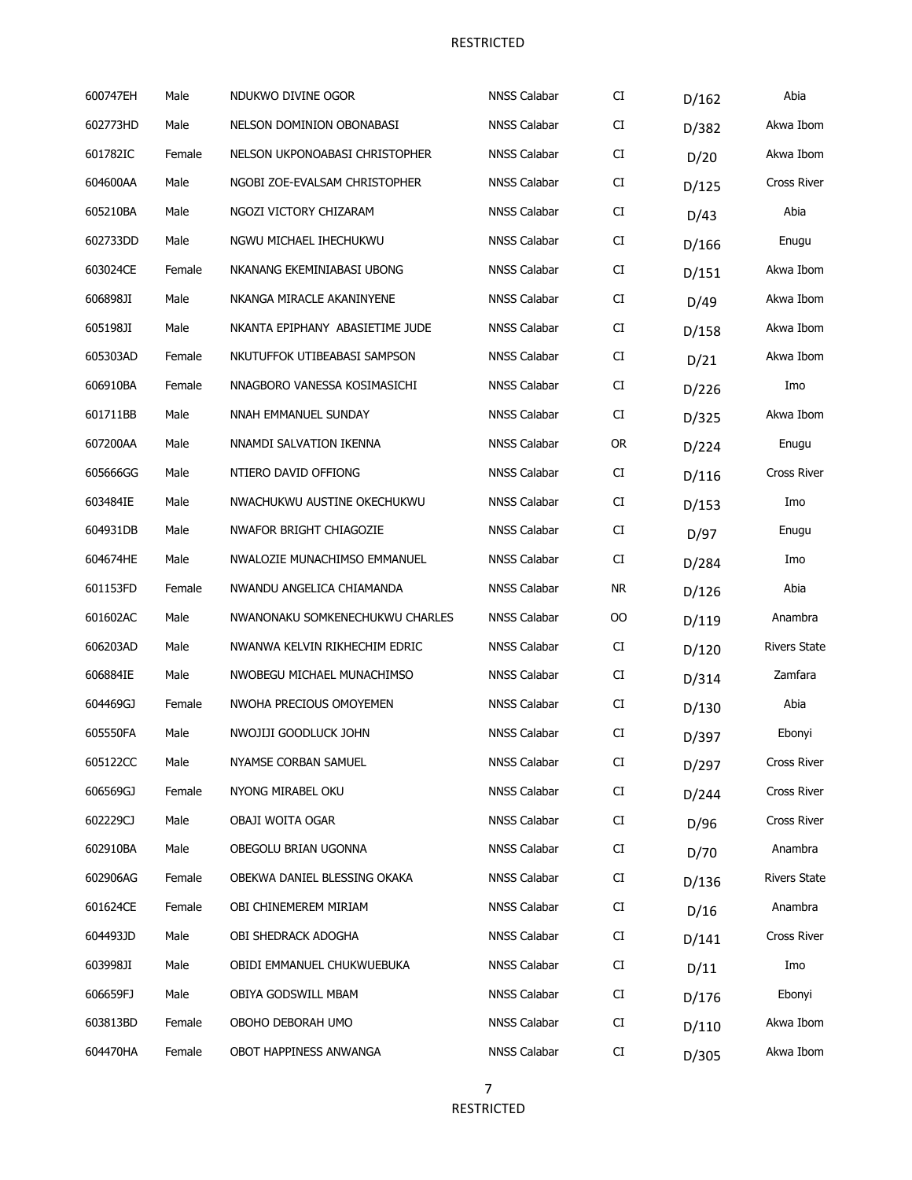| | | | | | | |
|---|---|---|---|---|---|---|
| 600747EH | Male | NDUKWO DIVINE OGOR | NNSS Calabar | CI | D/162 | Abia |
| 602773HD | Male | NELSON DOMINION OBONABASI | NNSS Calabar | CI | D/382 | Akwa Ibom |
| 601782IC | Female | NELSON UKPONOABASI CHRISTOPHER | NNSS Calabar | CI | D/20 | Akwa Ibom |
| 604600AA | Male | NGOBI ZOE-EVALSAM CHRISTOPHER | NNSS Calabar | CI | D/125 | Cross River |
| 605210BA | Male | NGOZI VICTORY CHIZARAM | NNSS Calabar | CI | D/43 | Abia |
| 602733DD | Male | NGWU MICHAEL IHECHUKWU | NNSS Calabar | CI | D/166 | Enugu |
| 603024CE | Female | NKANANG EKEMINIABASI UBONG | NNSS Calabar | CI | D/151 | Akwa Ibom |
| 606898JI | Male | NKANGA MIRACLE AKANINYENE | NNSS Calabar | CI | D/49 | Akwa Ibom |
| 605198JI | Male | NKANTA EPIPHANY ABASIETIME JUDE | NNSS Calabar | CI | D/158 | Akwa Ibom |
| 605303AD | Female | NKUTUFFOK UTIBEABASI SAMPSON | NNSS Calabar | CI | D/21 | Akwa Ibom |
| 606910BA | Female | NNAGBORO VANESSA KOSIMASICHI | NNSS Calabar | CI | D/226 | Imo |
| 601711BB | Male | NNAH EMMANUEL SUNDAY | NNSS Calabar | CI | D/325 | Akwa Ibom |
| 607200AA | Male | NNAMDI SALVATION IKENNA | NNSS Calabar | OR | D/224 | Enugu |
| 605666GG | Male | NTIERO DAVID OFFIONG | NNSS Calabar | CI | D/116 | Cross River |
| 603484IE | Male | NWACHUKWU AUSTINE OKECHUKWU | NNSS Calabar | CI | D/153 | Imo |
| 604931DB | Male | NWAFOR BRIGHT CHIAGOZIE | NNSS Calabar | CI | D/97 | Enugu |
| 604674HE | Male | NWALOZIE MUNACHIMSO EMMANUEL | NNSS Calabar | CI | D/284 | Imo |
| 601153FD | Female | NWANDU ANGELICA CHIAMANDA | NNSS Calabar | NR | D/126 | Abia |
| 601602AC | Male | NWANONAKU SOMKENECHUKWU CHARLES | NNSS Calabar | OO | D/119 | Anambra |
| 606203AD | Male | NWANWA KELVIN RIKHECHIM EDRIC | NNSS Calabar | CI | D/120 | Rivers State |
| 606884IE | Male | NWOBEGU MICHAEL MUNACHIMSO | NNSS Calabar | CI | D/314 | Zamfara |
| 604469GJ | Female | NWOHA PRECIOUS OMOYEMEN | NNSS Calabar | CI | D/130 | Abia |
| 605550FA | Male | NWOJIJI GOODLUCK JOHN | NNSS Calabar | CI | D/397 | Ebonyi |
| 605122CC | Male | NYAMSE CORBAN SAMUEL | NNSS Calabar | CI | D/297 | Cross River |
| 606569GJ | Female | NYONG MIRABEL OKU | NNSS Calabar | CI | D/244 | Cross River |
| 602229CJ | Male | OBAJI WOITA OGAR | NNSS Calabar | CI | D/96 | Cross River |
| 602910BA | Male | OBEGOLU BRIAN UGONNA | NNSS Calabar | CI | D/70 | Anambra |
| 602906AG | Female | OBEKWA DANIEL BLESSING OKAKA | NNSS Calabar | CI | D/136 | Rivers State |
| 601624CE | Female | OBI CHINEMEREM MIRIAM | NNSS Calabar | CI | D/16 | Anambra |
| 604493JD | Male | OBI SHEDRACK ADOGHA | NNSS Calabar | CI | D/141 | Cross River |
| 603998JI | Male | OBIDI EMMANUEL CHUKWUEBUKA | NNSS Calabar | CI | D/11 | Imo |
| 606659FJ | Male | OBIYA GODSWILL MBAM | NNSS Calabar | CI | D/176 | Ebonyi |
| 603813BD | Female | OBOHO DEBORAH UMO | NNSS Calabar | CI | D/110 | Akwa Ibom |
| 604470HA | Female | OBOT HAPPINESS ANWANGA | NNSS Calabar | CI | D/305 | Akwa Ibom |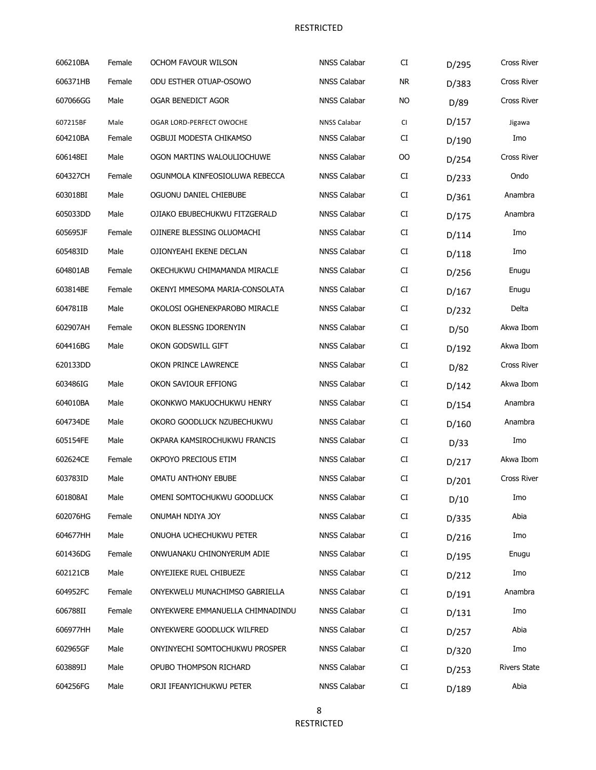| | | | | | | |
|---|---|---|---|---|---|---|
| 606210BA | Female | OCHOM FAVOUR WILSON | NNSS Calabar | CI | D/295 | Cross River |
| 606371HB | Female | ODU ESTHER OTUAP-OSOWO | NNSS Calabar | NR | D/383 | Cross River |
| 607066GG | Male | OGAR BENEDICT AGOR | NNSS Calabar | NO | D/89 | Cross River |
| 607215BF | Male | OGAR LORD-PERFECT OWOCHE | NNSS Calabar | CI | D/157 | Jigawa |
| 604210BA | Female | OGBUJI MODESTA CHIKAMSO | NNSS Calabar | CI | D/190 | Imo |
| 606148EI | Male | OGON MARTINS WALOULIOCHUWE | NNSS Calabar | OO | D/254 | Cross River |
| 604327CH | Female | OGUNMOLA KINFEOSIOLUWA REBECCA | NNSS Calabar | CI | D/233 | Ondo |
| 603018BI | Male | OGUONU DANIEL CHIEBUBE | NNSS Calabar | CI | D/361 | Anambra |
| 605033DD | Male | OJIAKO EBUBECHUKWU FITZGERALD | NNSS Calabar | CI | D/175 | Anambra |
| 605695JF | Female | OJINERE BLESSING OLUOMACHI | NNSS Calabar | CI | D/114 | Imo |
| 605483ID | Male | OJIONYEAHI EKENE DECLAN | NNSS Calabar | CI | D/118 | Imo |
| 604801AB | Female | OKECHUKWU CHIMAMANDA MIRACLE | NNSS Calabar | CI | D/256 | Enugu |
| 603814BE | Female | OKENYI MMESOMA MARIA-CONSOLATA | NNSS Calabar | CI | D/167 | Enugu |
| 604781IB | Male | OKOLOSI OGHENEKPAROBO MIRACLE | NNSS Calabar | CI | D/232 | Delta |
| 602907AH | Female | OKON BLESSNG IDORENYIN | NNSS Calabar | CI | D/50 | Akwa Ibom |
| 604416BG | Male | OKON GODSWILL GIFT | NNSS Calabar | CI | D/192 | Akwa Ibom |
| 620133DD | | OKON PRINCE LAWRENCE | NNSS Calabar | CI | D/82 | Cross River |
| 603486IG | Male | OKON SAVIOUR EFFIONG | NNSS Calabar | CI | D/142 | Akwa Ibom |
| 604010BA | Male | OKONKWO MAKUOCHUKWU HENRY | NNSS Calabar | CI | D/154 | Anambra |
| 604734DE | Male | OKORO GOODLUCK NZUBECHUKWU | NNSS Calabar | CI | D/160 | Anambra |
| 605154FE | Male | OKPARA KAMSIROCHUKWU FRANCIS | NNSS Calabar | CI | D/33 | Imo |
| 602624CE | Female | OKPOYO PRECIOUS ETIM | NNSS Calabar | CI | D/217 | Akwa Ibom |
| 603783ID | Male | OMATU ANTHONY EBUBE | NNSS Calabar | CI | D/201 | Cross River |
| 601808AI | Male | OMENI SOMTOCHUKWU GOODLUCK | NNSS Calabar | CI | D/10 | Imo |
| 602076HG | Female | ONUMAH NDIYA JOY | NNSS Calabar | CI | D/335 | Abia |
| 604677HH | Male | ONUOHA UCHECHUKWU PETER | NNSS Calabar | CI | D/216 | Imo |
| 601436DG | Female | ONWUANAKU CHINONYERUM ADIE | NNSS Calabar | CI | D/195 | Enugu |
| 602121CB | Male | ONYEJIEKE RUEL CHIBUEZE | NNSS Calabar | CI | D/212 | Imo |
| 604952FC | Female | ONYEKWELU MUNACHIMSO GABRIELLA | NNSS Calabar | CI | D/191 | Anambra |
| 606788II | Female | ONYEKWERE EMMANUELLA CHIMNADINDU | NNSS Calabar | CI | D/131 | Imo |
| 606977HH | Male | ONYEKWERE GOODLUCK WILFRED | NNSS Calabar | CI | D/257 | Abia |
| 602965GF | Male | ONYINYECHI SOMTOCHUKWU PROSPER | NNSS Calabar | CI | D/320 | Imo |
| 603889IJ | Male | OPUBO THOMPSON RICHARD | NNSS Calabar | CI | D/253 | Rivers State |
| 604256FG | Male | ORJI IFEANYICHUKWU PETER | NNSS Calabar | CI | D/189 | Abia |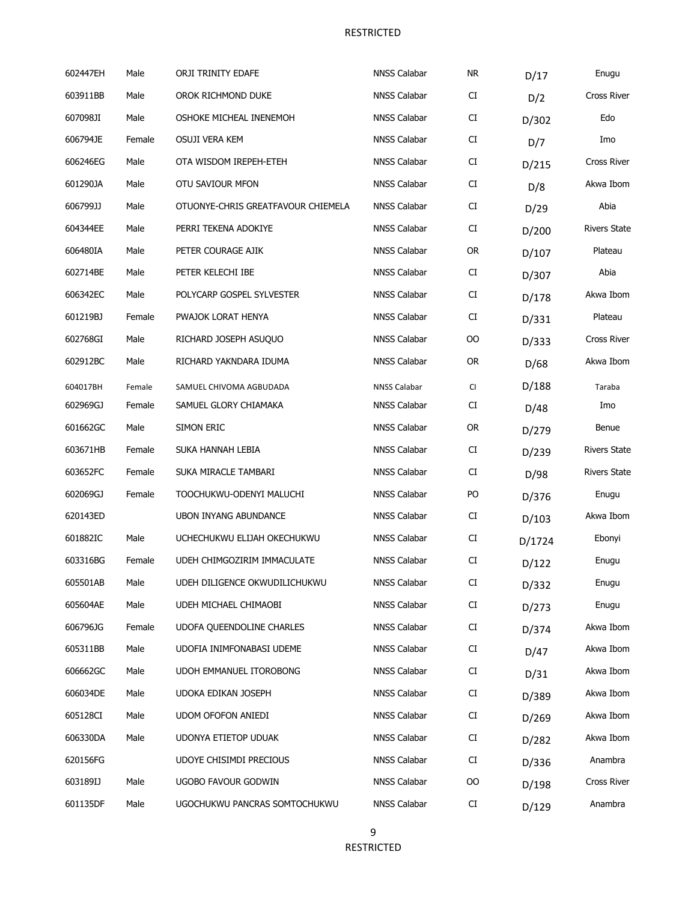| | | | | | | |
|---|---|---|---|---|---|---|
| 602447EH | Male | ORJI TRINITY EDAFE | NNSS Calabar | NR | D/17 | Enugu |
| 603911BB | Male | OROK RICHMOND DUKE | NNSS Calabar | CI | D/2 | Cross River |
| 607098JI | Male | OSHOKE MICHEAL INENEMOH | NNSS Calabar | CI | D/302 | Edo |
| 606794JE | Female | OSUJI VERA KEM | NNSS Calabar | CI | D/7 | Imo |
| 606246EG | Male | OTA WISDOM IREPEH-ETEH | NNSS Calabar | CI | D/215 | Cross River |
| 601290JA | Male | OTU SAVIOUR MFON | NNSS Calabar | CI | D/8 | Akwa Ibom |
| 606799JJ | Male | OTUONYE-CHRIS GREATFAVOUR CHIEMELA | NNSS Calabar | CI | D/29 | Abia |
| 604344EE | Male | PERRI TEKENA ADOKIYE | NNSS Calabar | CI | D/200 | Rivers State |
| 606480IA | Male | PETER COURAGE AJIK | NNSS Calabar | OR | D/107 | Plateau |
| 602714BE | Male | PETER KELECHI IBE | NNSS Calabar | CI | D/307 | Abia |
| 606342EC | Male | POLYCARP GOSPEL SYLVESTER | NNSS Calabar | CI | D/178 | Akwa Ibom |
| 601219BJ | Female | PWAJOK LORAT HENYA | NNSS Calabar | CI | D/331 | Plateau |
| 602768GI | Male | RICHARD JOSEPH ASUQUO | NNSS Calabar | OO | D/333 | Cross River |
| 602912BC | Male | RICHARD YAKNDARA IDUMA | NNSS Calabar | OR | D/68 | Akwa Ibom |
| 604017BH | Female | SAMUEL CHIVOMA AGBUDADA | NNSS Calabar | CI | D/188 | Taraba |
| 602969GJ | Female | SAMUEL GLORY CHIAMAKA | NNSS Calabar | CI | D/48 | Imo |
| 601662GC | Male | SIMON ERIC | NNSS Calabar | OR | D/279 | Benue |
| 603671HB | Female | SUKA HANNAH LEBIA | NNSS Calabar | CI | D/239 | Rivers State |
| 603652FC | Female | SUKA MIRACLE TAMBARI | NNSS Calabar | CI | D/98 | Rivers State |
| 602069GJ | Female | TOOCHUKWU-ODENYI MALUCHI | NNSS Calabar | PO | D/376 | Enugu |
| 620143ED | | UBON INYANG ABUNDANCE | NNSS Calabar | CI | D/103 | Akwa Ibom |
| 601882IC | Male | UCHECHUKWU ELIJAH OKECHUKWU | NNSS Calabar | CI | D/1724 | Ebonyi |
| 603316BG | Female | UDEH CHIMGOZIRIM IMMACULATE | NNSS Calabar | CI | D/122 | Enugu |
| 605501AB | Male | UDEH DILIGENCE OKWUDILICHUKWU | NNSS Calabar | CI | D/332 | Enugu |
| 605604AE | Male | UDEH MICHAEL CHIMAOBI | NNSS Calabar | CI | D/273 | Enugu |
| 606796JG | Female | UDOFA QUEENDOLINE CHARLES | NNSS Calabar | CI | D/374 | Akwa Ibom |
| 605311BB | Male | UDOFIA INIMFONABASI UDEME | NNSS Calabar | CI | D/47 | Akwa Ibom |
| 606662GC | Male | UDOH EMMANUEL ITOROBONG | NNSS Calabar | CI | D/31 | Akwa Ibom |
| 606034DE | Male | UDOKA EDIKAN JOSEPH | NNSS Calabar | CI | D/389 | Akwa Ibom |
| 605128CI | Male | UDOM OFOFON ANIEDI | NNSS Calabar | CI | D/269 | Akwa Ibom |
| 606330DA | Male | UDONYA ETIETOP UDUAK | NNSS Calabar | CI | D/282 | Akwa Ibom |
| 620156FG | | UDOYE CHISIMDI PRECIOUS | NNSS Calabar | CI | D/336 | Anambra |
| 603189IJ | Male | UGOBO FAVOUR GODWIN | NNSS Calabar | OO | D/198 | Cross River |
| 601135DF | Male | UGOCHUKWU PANCRAS SOMTOCHUKWU | NNSS Calabar | CI | D/129 | Anambra |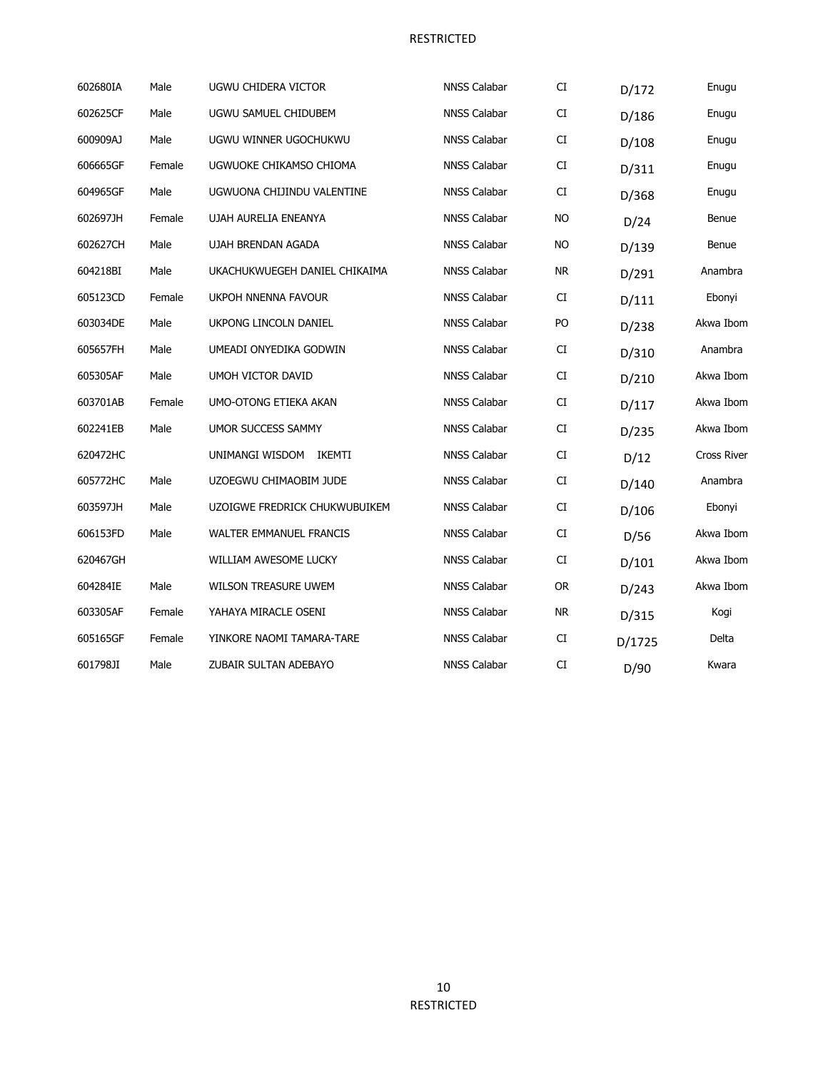| | | | | | | |
|---|---|---|---|---|---|---|
| 602680IA | Male | UGWU CHIDERA VICTOR | NNSS Calabar | CI | D/172 | Enugu |
| 602625CF | Male | UGWU SAMUEL CHIDUBEM | NNSS Calabar | CI | D/186 | Enugu |
| 600909AJ | Male | UGWU WINNER UGOCHUKWU | NNSS Calabar | CI | D/108 | Enugu |
| 606665GF | Female | UGWUOKE CHIKAMSO CHIOMA | NNSS Calabar | CI | D/311 | Enugu |
| 604965GF | Male | UGWUONA CHIJINDU VALENTINE | NNSS Calabar | CI | D/368 | Enugu |
| 602697JH | Female | UJAH AURELIA ENEANYA | NNSS Calabar | NO | D/24 | Benue |
| 602627CH | Male | UJAH BRENDAN AGADA | NNSS Calabar | NO | D/139 | Benue |
| 604218BI | Male | UKACHUKWUEGEH DANIEL CHIKAIMA | NNSS Calabar | NR | D/291 | Anambra |
| 605123CD | Female | UKPOH NNENNA FAVOUR | NNSS Calabar | CI | D/111 | Ebonyi |
| 603034DE | Male | UKPONG LINCOLN DANIEL | NNSS Calabar | PO | D/238 | Akwa Ibom |
| 605657FH | Male | UMEADI ONYEDIKA GODWIN | NNSS Calabar | CI | D/310 | Anambra |
| 605305AF | Male | UMOH VICTOR DAVID | NNSS Calabar | CI | D/210 | Akwa Ibom |
| 603701AB | Female | UMO-OTONG ETIEKA AKAN | NNSS Calabar | CI | D/117 | Akwa Ibom |
| 602241EB | Male | UMOR SUCCESS SAMMY | NNSS Calabar | CI | D/235 | Akwa Ibom |
| 620472HC | | UNIMANGI WISDOM IKEMTI | NNSS Calabar | CI | D/12 | Cross River |
| 605772HC | Male | UZOEGWU CHIMAOBIM JUDE | NNSS Calabar | CI | D/140 | Anambra |
| 603597JH | Male | UZOIGWE FREDRICK CHUKWUBUIKEM | NNSS Calabar | CI | D/106 | Ebonyi |
| 606153FD | Male | WALTER EMMANUEL FRANCIS | NNSS Calabar | CI | D/56 | Akwa Ibom |
| 620467GH | | WILLIAM AWESOME LUCKY | NNSS Calabar | CI | D/101 | Akwa Ibom |
| 604284IE | Male | WILSON TREASURE UWEM | NNSS Calabar | OR | D/243 | Akwa Ibom |
| 603305AF | Female | YAHAYA MIRACLE OSENI | NNSS Calabar | NR | D/315 | Kogi |
| 605165GF | Female | YINKORE NAOMI TAMARA-TARE | NNSS Calabar | CI | D/1725 | Delta |
| 601798JI | Male | ZUBAIR SULTAN ADEBAYO | NNSS Calabar | CI | D/90 | Kwara |